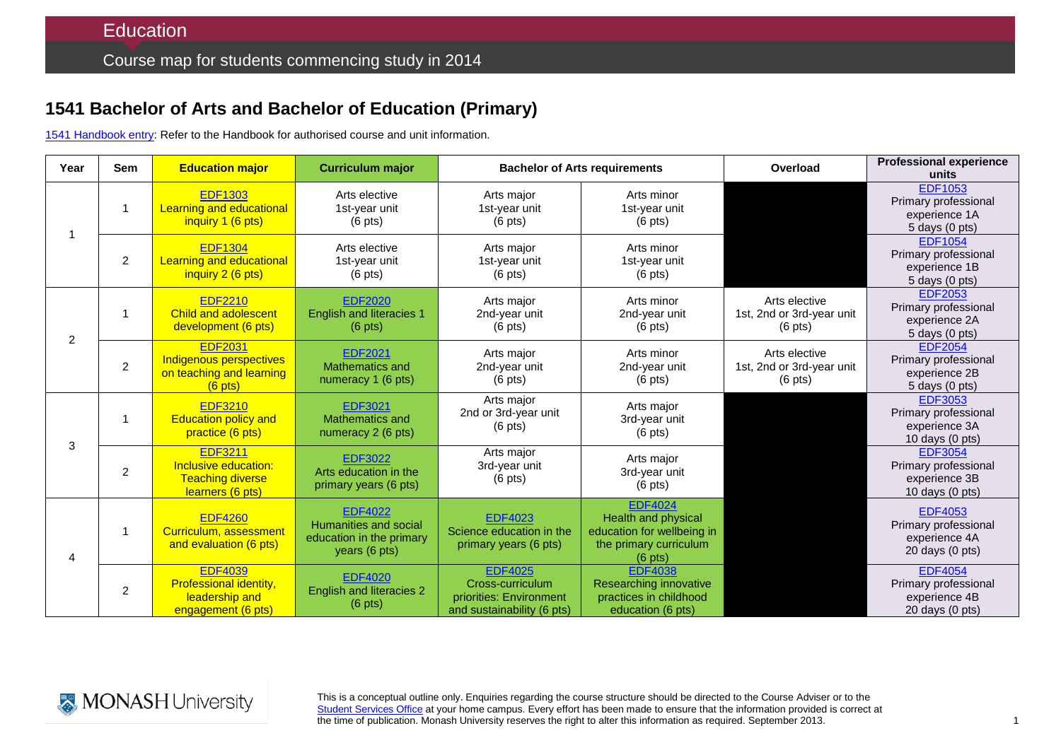Education

Course map for students commencing study in 2014

## 1541 Bachelor of Arts and Bachelor of Education (Primary)

1541 Handbook entry: Refer to the Handbook for authorised course and unit information.

| Year | Sem | Education major | Curriculum major | Bachelor of Arts requirements | | Overload | Professional experience units |
|---|---|---|---|---|---|---|---|
| 1 | 1 | EDF1303 Learning and educational inquiry 1 (6 pts) | Arts elective 1st-year unit (6 pts) | Arts major 1st-year unit (6 pts) | Arts minor 1st-year unit (6 pts) | | EDF1053 Primary professional experience 1A 5 days (0 pts) |
| | 2 | EDF1304 Learning and educational inquiry 2 (6 pts) | Arts elective 1st-year unit (6 pts) | Arts major 1st-year unit (6 pts) | Arts minor 1st-year unit (6 pts) | | EDF1054 Primary professional experience 1B 5 days (0 pts) |
| 2 | 1 | EDF2210 Child and adolescent development (6 pts) | EDF2020 English and literacies 1 (6 pts) | Arts major 2nd-year unit (6 pts) | Arts minor 2nd-year unit (6 pts) | Arts elective 1st, 2nd or 3rd-year unit (6 pts) | EDF2053 Primary professional experience 2A 5 days (0 pts) |
| | 2 | EDF2031 Indigenous perspectives on teaching and learning (6 pts) | EDF2021 Mathematics and numeracy 1 (6 pts) | Arts major 2nd-year unit (6 pts) | Arts minor 2nd-year unit (6 pts) | Arts elective 1st, 2nd or 3rd-year unit (6 pts) | EDF2054 Primary professional experience 2B 5 days (0 pts) |
| 3 | 1 | EDF3210 Education policy and practice (6 pts) | EDF3021 Mathematics and numeracy 2 (6 pts) | Arts major 2nd or 3rd-year unit (6 pts) | Arts major 3rd-year unit (6 pts) | | EDF3053 Primary professional experience 3A 10 days (0 pts) |
| | 2 | EDF3211 Inclusive education: Teaching diverse learners (6 pts) | EDF3022 Arts education in the primary years (6 pts) | Arts major 3rd-year unit (6 pts) | Arts major 3rd-year unit (6 pts) | | EDF3054 Primary professional experience 3B 10 days (0 pts) |
| 4 | 1 | EDF4260 Curriculum, assessment and evaluation (6 pts) | EDF4022 Humanities and social education in the primary years (6 pts) | EDF4023 Science education in the primary years (6 pts) | EDF4024 Health and physical education for wellbeing in the primary curriculum (6 pts) | | EDF4053 Primary professional experience 4A 20 days (0 pts) |
| | 2 | EDF4039 Professional identity, leadership and engagement (6 pts) | EDF4020 English and literacies 2 (6 pts) | EDF4025 Cross-curriculum priorities: Environment and sustainability (6 pts) | EDF4038 Researching innovative practices in childhood education (6 pts) | | EDF4054 Primary professional experience 4B 20 days (0 pts) |

MONASH University

This is a conceptual outline only. Enquiries regarding the course structure should be directed to the Course Adviser or to the Student Services Office at your home campus. Every effort has been made to ensure that the information provided is correct at the time of publication. Monash University reserves the right to alter this information as required. September 2013.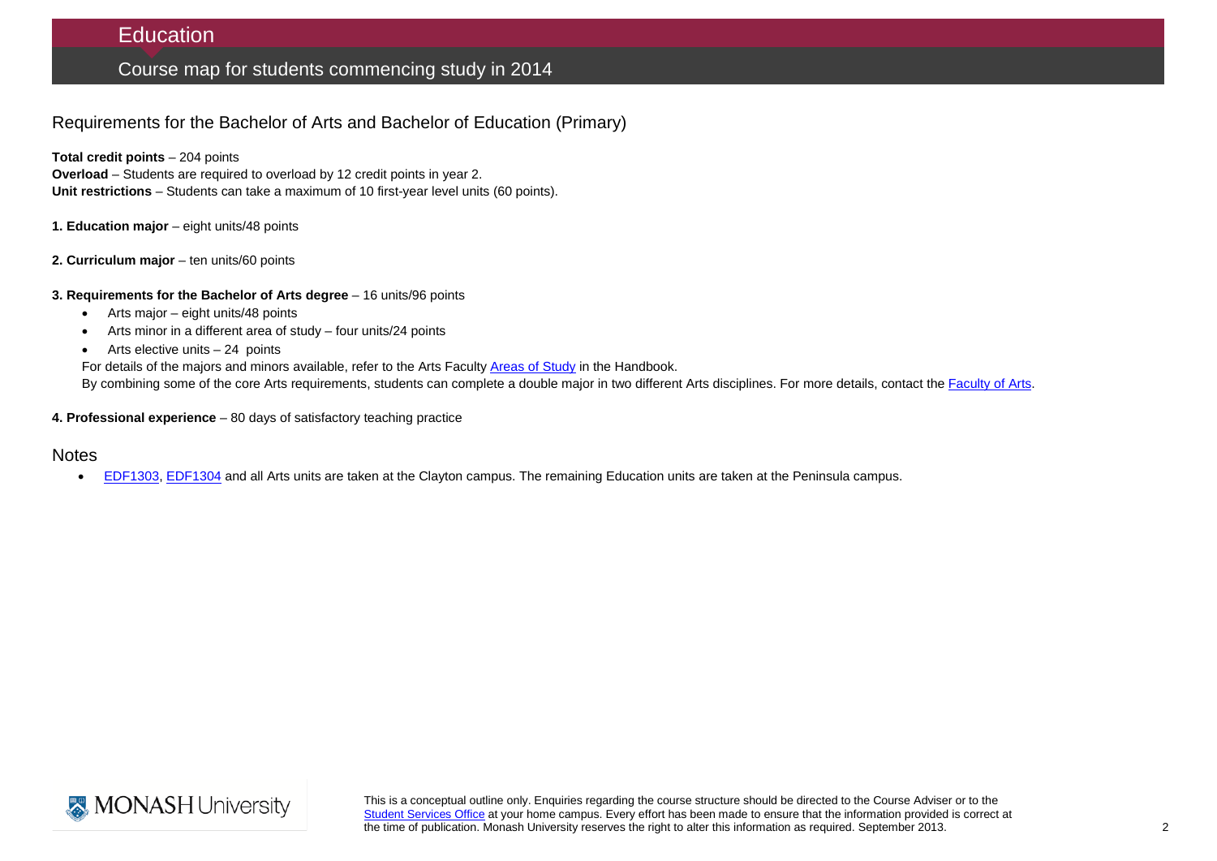# Education

## Course map for students commencing study in 2014

### Requirements for the Bachelor of Arts and Bachelor of Education (Primary)

**Total credit points** – 204 points
**Overload** – Students are required to overload by 12 credit points in year 2.
**Unit restrictions** – Students can take a maximum of 10 first-year level units (60 points).

**1. Education major** – eight units/48 points

**2. Curriculum major** – ten units/60 points

**3. Requirements for the Bachelor of Arts degree** – 16 units/96 points

- Arts major – eight units/48 points
- Arts minor in a different area of study – four units/24 points
- Arts elective units – 24 points

For details of the majors and minors available, refer to the Arts Faculty Areas of Study in the Handbook.
By combining some of the core Arts requirements, students can complete a double major in two different Arts disciplines. For more details, contact the Faculty of Arts.

**4. Professional experience** – 80 days of satisfactory teaching practice

## Notes

- EDF1303, EDF1304 and all Arts units are taken at the Clayton campus. The remaining Education units are taken at the Peninsula campus.

This is a conceptual outline only. Enquiries regarding the course structure should be directed to the Course Adviser or to the Student Services Office at your home campus. Every effort has been made to ensure that the information provided is correct at the time of publication. Monash University reserves the right to alter this information as required. September 2013.